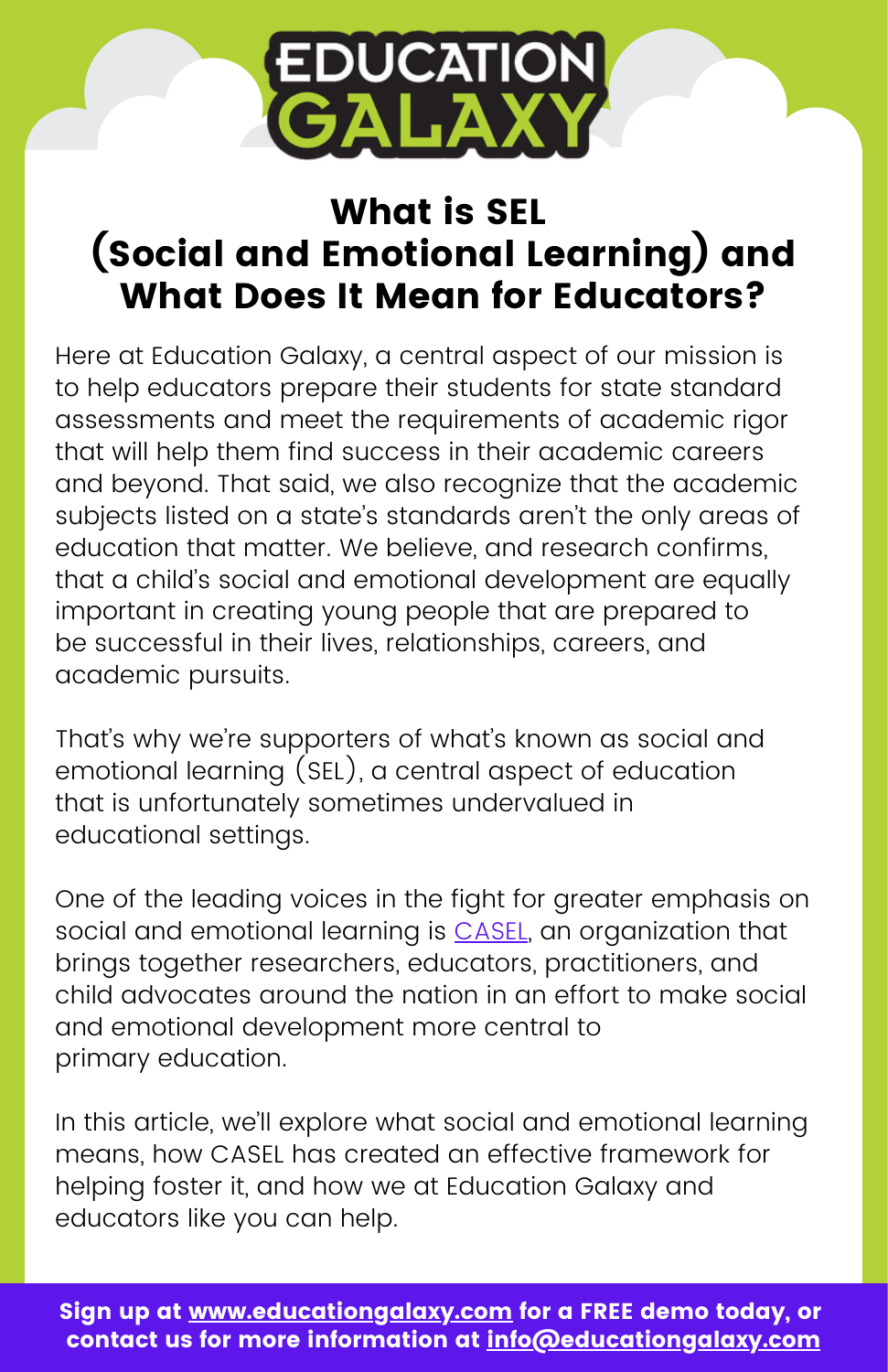# What is SEL (Social and Emotional Learning) and What Does It Mean for Educators?

Here at Education Galaxy, a central aspect of our mission is to help educators prepare their students for state standard assessments and meet the requirements of academic rigor that will help them find success in their academic careers and beyond. That said, we also recognize that the academic subjects listed on a state's standards aren't the only areas of education that matter. We believe, and research confirms, that a child's social and emotional development are equally important in creating young people that are prepared to be successful in their lives, relationships, careers, and academic pursuits.

That's why we're supporters of what's known as social and emotional learning (SEL), a central aspect of education that is unfortunately sometimes undervalued in educational settings.

One of the leading voices in the fight for greater emphasis on social and emotional learning is CASEL, an organization that brings together researchers, educators, practitioners, and child advocates around the nation in an effort to make social and emotional development more central to primary education.

In this article, we'll explore what social and emotional learning means, how CASEL has created an effective framework for helping foster it, and how we at Education Galaxy and educators like you can help.

**Sign up at www.educationgalaxy.com for a FREE demo today, or contact us for more information at info@educationgalaxy.com**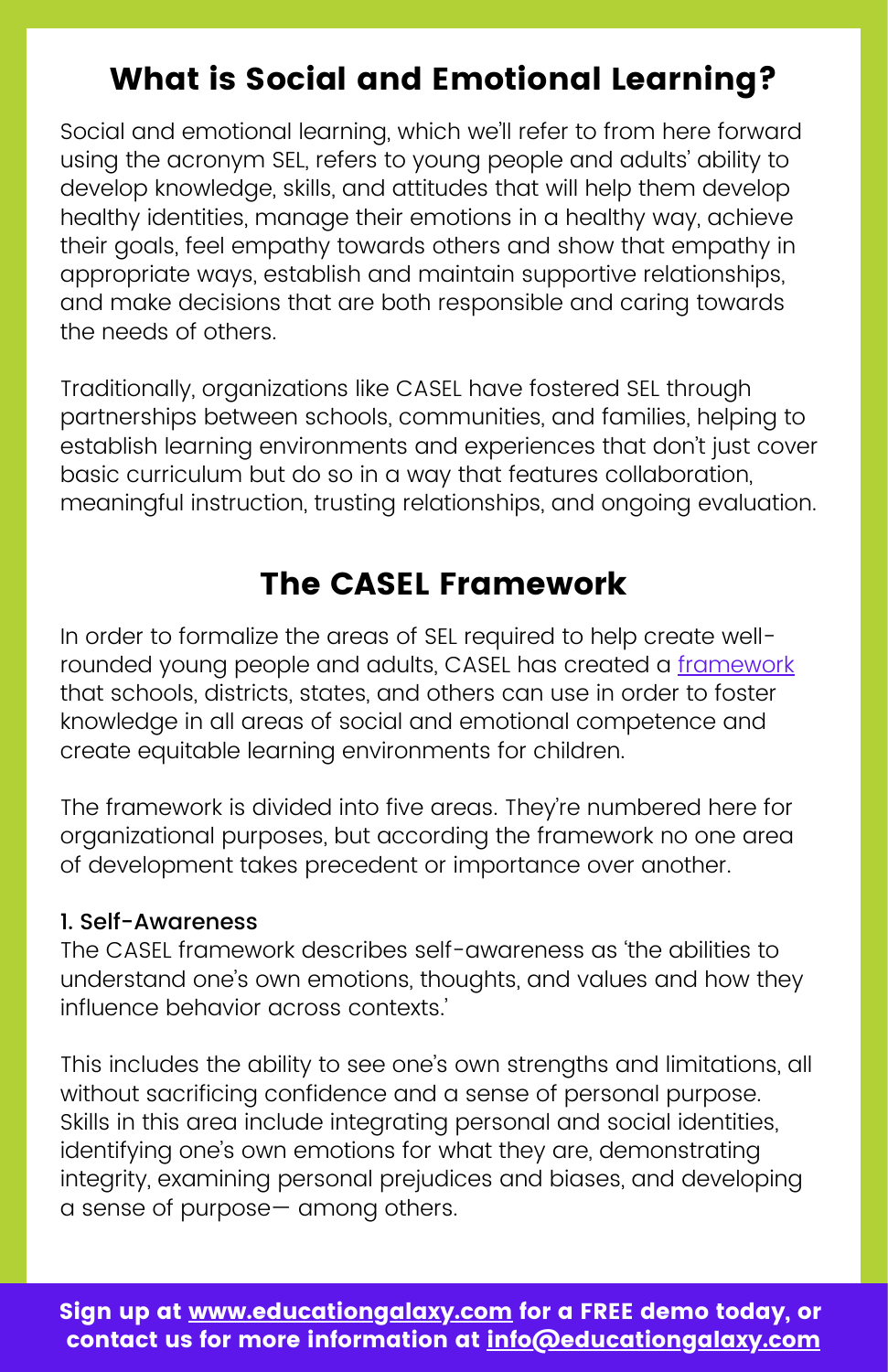## What is Social and Emotional Learning?

Social and emotional learning, which we'll refer to from here forward using the acronym SEL, refers to young people and adults' ability to develop knowledge, skills, and attitudes that will help them develop healthy identities, manage their emotions in a healthy way, achieve their goals, feel empathy towards others and show that empathy in appropriate ways, establish and maintain supportive relationships, and make decisions that are both responsible and caring towards the needs of others.

Traditionally, organizations like CASEL have fostered SEL through partnerships between schools, communities, and families, helping to establish learning environments and experiences that don't just cover basic curriculum but do so in a way that features collaboration, meaningful instruction, trusting relationships, and ongoing evaluation.

## The CASEL Framework

In order to formalize the areas of SEL required to help create well-rounded young people and adults, CASEL has created a framework that schools, districts, states, and others can use in order to foster knowledge in all areas of social and emotional competence and create equitable learning environments for children.

The framework is divided into five areas. They're numbered here for organizational purposes, but according the framework no one area of development takes precedent or importance over another.

### 1. Self-Awareness

The CASEL framework describes self-awareness as 'the abilities to understand one's own emotions, thoughts, and values and how they influence behavior across contexts.'

This includes the ability to see one's own strengths and limitations, all without sacrificing confidence and a sense of personal purpose. Skills in this area include integrating personal and social identities, identifying one's own emotions for what they are, demonstrating integrity, examining personal prejudices and biases, and developing a sense of purpose— among others.

**Sign up at www.educationgalaxy.com for a FREE demo today, or contact us for more information at info@educationgalaxy.com**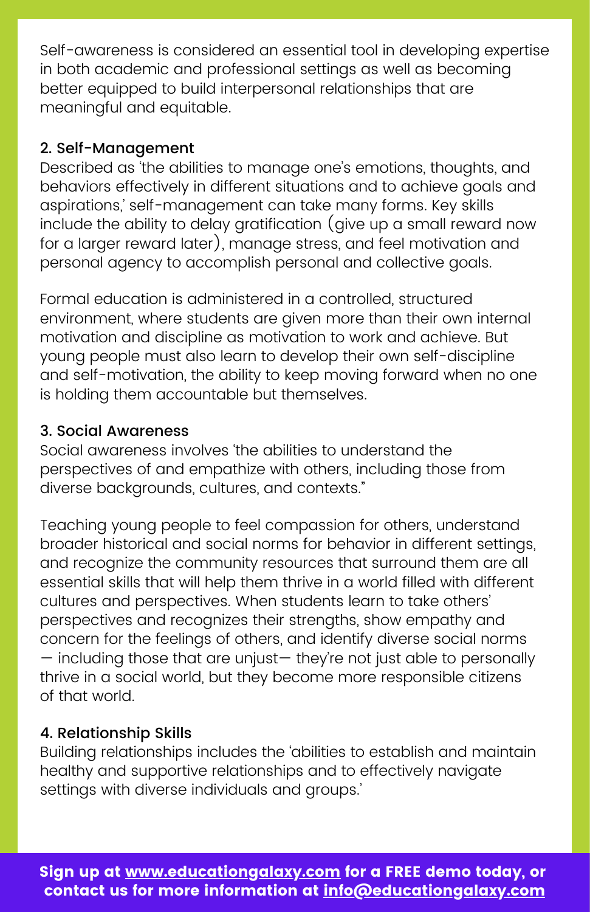Self-awareness is considered an essential tool in developing expertise in both academic and professional settings as well as becoming better equipped to build interpersonal relationships that are meaningful and equitable.

### 2. Self-Management

Described as 'the abilities to manage one's emotions, thoughts, and behaviors effectively in different situations and to achieve goals and aspirations,' self-management can take many forms. Key skills include the ability to delay gratification (give up a small reward now for a larger reward later), manage stress, and feel motivation and personal agency to accomplish personal and collective goals.

Formal education is administered in a controlled, structured environment, where students are given more than their own internal motivation and discipline as motivation to work and achieve. But young people must also learn to develop their own self-discipline and self-motivation, the ability to keep moving forward when no one is holding them accountable but themselves.

### 3. Social Awareness

Social awareness involves 'the abilities to understand the perspectives of and empathize with others, including those from diverse backgrounds, cultures, and contexts."

Teaching young people to feel compassion for others, understand broader historical and social norms for behavior in different settings, and recognize the community resources that surround them are all essential skills that will help them thrive in a world filled with different cultures and perspectives. When students learn to take others' perspectives and recognizes their strengths, show empathy and concern for the feelings of others, and identify diverse social norms — including those that are unjust— they're not just able to personally thrive in a social world, but they become more responsible citizens of that world.

### 4. Relationship Skills

Building relationships includes the 'abilities to establish and maintain healthy and supportive relationships and to effectively navigate settings with diverse individuals and groups.'

**Sign up at [www.educationgalaxy.com](http://www.educationgalaxy.com) for a FREE demo today, or contact us for more information at [info@educationgalaxy.com](mailto:info@educationgalaxy.com)**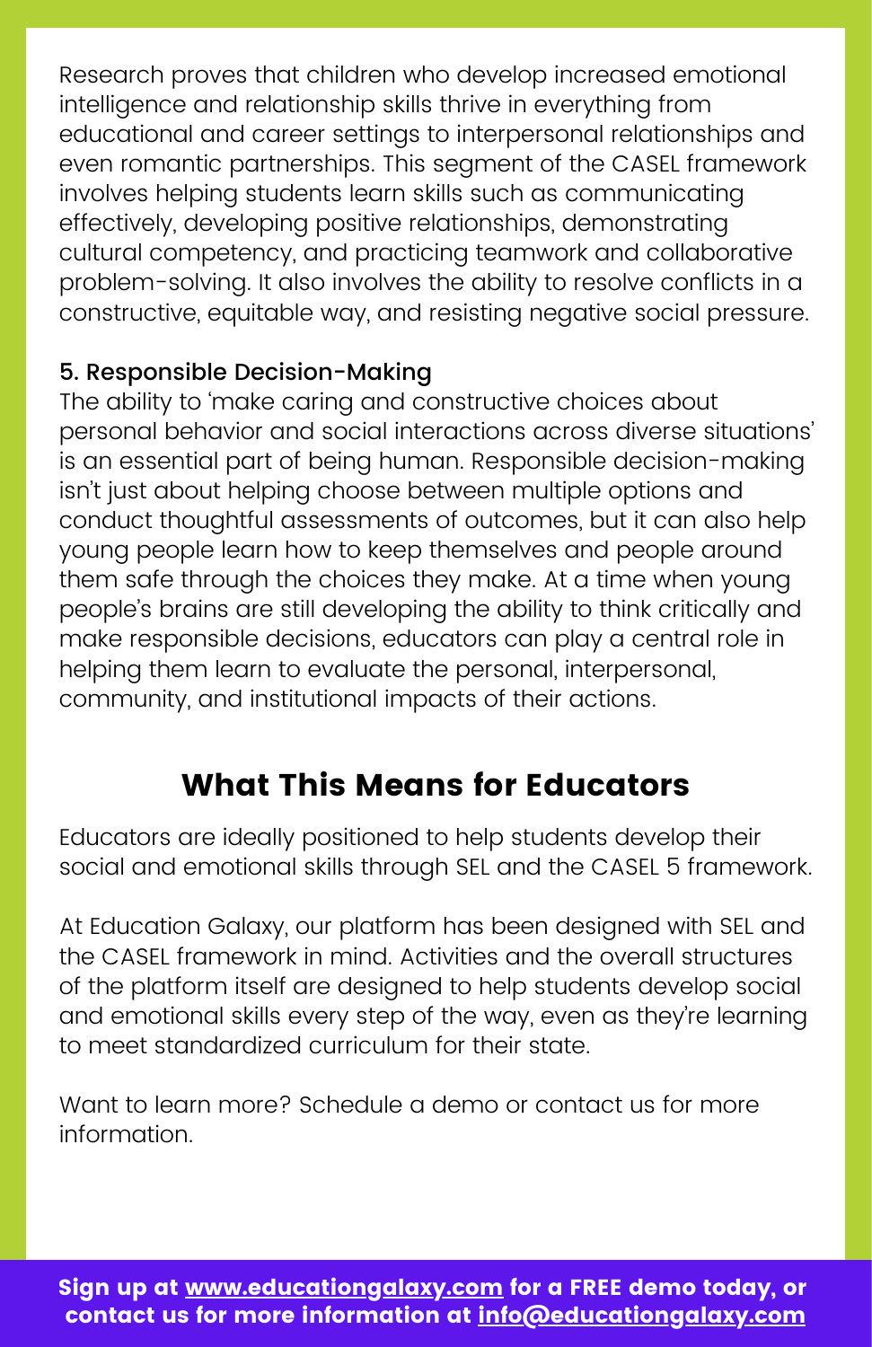Research proves that children who develop increased emotional intelligence and relationship skills thrive in everything from educational and career settings to interpersonal relationships and even romantic partnerships. This segment of the CASEL framework involves helping students learn skills such as communicating effectively, developing positive relationships, demonstrating cultural competency, and practicing teamwork and collaborative problem-solving. It also involves the ability to resolve conflicts in a constructive, equitable way, and resisting negative social pressure.

### 5. Responsible Decision-Making

The ability to 'make caring and constructive choices about personal behavior and social interactions across diverse situations' is an essential part of being human. Responsible decision-making isn't just about helping choose between multiple options and conduct thoughtful assessments of outcomes, but it can also help young people learn how to keep themselves and people around them safe through the choices they make. At a time when young people's brains are still developing the ability to think critically and make responsible decisions, educators can play a central role in helping them learn to evaluate the personal, interpersonal, community, and institutional impacts of their actions.

## What This Means for Educators

Educators are ideally positioned to help students develop their social and emotional skills through SEL and the CASEL 5 framework.

At Education Galaxy, our platform has been designed with SEL and the CASEL framework in mind. Activities and the overall structures of the platform itself are designed to help students develop social and emotional skills every step of the way, even as they're learning to meet standardized curriculum for their state.

Want to learn more? Schedule a demo or contact us for more information.

**Sign up at www.educationgalaxy.com for a FREE demo today, or contact us for more information at info@educationgalaxy.com**